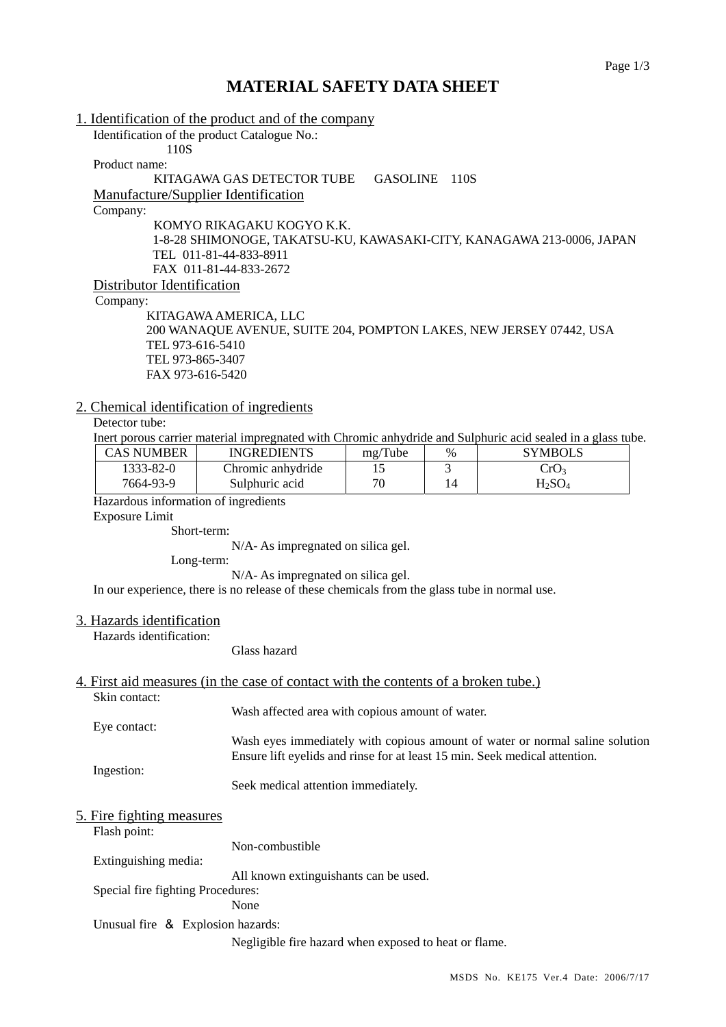# MATERIAL SAFETY DATA SHEET

## 1. Identification of the product and of the company

Identification of the product Catalogue No.:

110S

Product name:

KITAGAWA GAS DETECTOR TUBE GASOLINE 110S

### Manufacture/Supplier Identification

Company:

KOMYO RIKAGAKU KOGYO K.K.
1-8-28 SHIMONOGE, TAKATSU-KU, KAWASAKI-CITY, KANAGAWA 213-0006, JAPAN
TEL 011-81-44-833-8911
FAX 011-81-44-833-2672

### Distributor Identification

Company:

KITAGAWA AMERICA, LLC
200 WANAQUE AVENUE, SUITE 204, POMPTON LAKES, NEW JERSEY 07442, USA
TEL 973-616-5410
TEL 973-865-3407
FAX 973-616-5420

## 2. Chemical identification of ingredients

Detector tube:

Inert porous carrier material impregnated with Chromic anhydride and Sulphuric acid sealed in a glass tube.

| CAS NUMBER | INGREDIENTS | mg/Tube | % | SYMBOLS |
|---|---|---|---|---|
| 1333-82-0 | Chromic anhydride | 15 | 3 | $CrO_3$ |
| 7664-93-9 | Sulphuric acid | 70 | 14 | $H_2SO_4$ |

Hazardous information of ingredients

Exposure Limit

Short-term:

N/A- As impregnated on silica gel.

Long-term:

N/A- As impregnated on silica gel.

In our experience, there is no release of these chemicals from the glass tube in normal use.

## 3. Hazards identification

Hazards identification:

Glass hazard

## 4. First aid measures (in the case of contact with the contents of a broken tube.)

Skin contact:

Wash affected area with copious amount of water.

Eye contact:

Wash eyes immediately with copious amount of water or normal saline solution
Ensure lift eyelids and rinse for at least 15 min. Seek medical attention.

Ingestion:

Seek medical attention immediately.

## 5. Fire fighting measures

Flash point:

Non-combustible

Extinguishing media:

All known extinguishants can be used.

Special fire fighting Procedures:

None

Unusual fire ＆ Explosion hazards:

Negligible fire hazard when exposed to heat or flame.

MSDS No. KE175 Ver.4 Date: 2006/7/17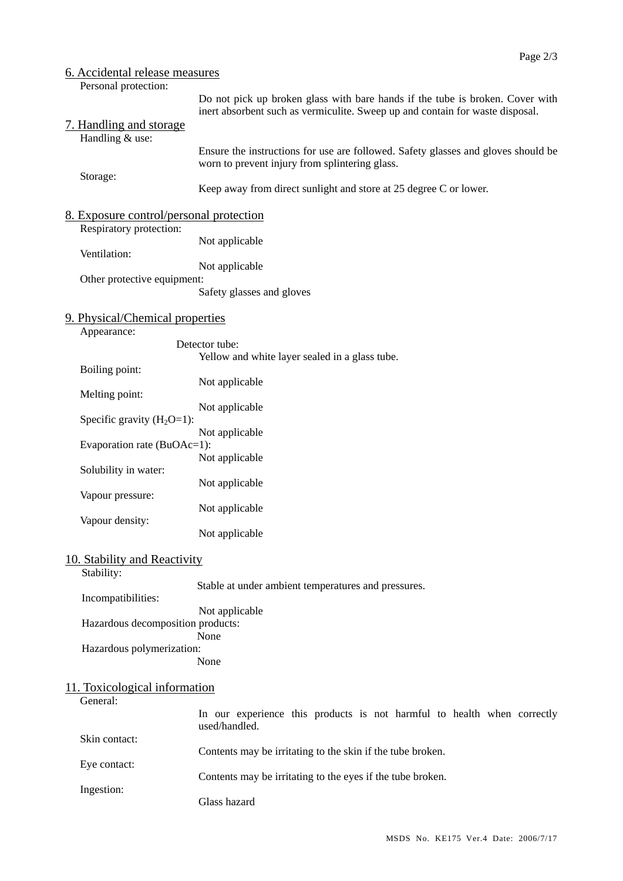## 6. Accidental release measures

Personal protection:

Do not pick up broken glass with bare hands if the tube is broken. Cover with inert absorbent such as vermiculite. Sweep up and contain for waste disposal.

## 7. Handling and storage

Handling & use:

Ensure the instructions for use are followed. Safety glasses and gloves should be worn to prevent injury from splintering glass.

Storage:

Keep away from direct sunlight and store at 25 degree C or lower.

## 8. Exposure control/personal protection

Respiratory protection:

Not applicable

Ventilation:

Not applicable

Other protective equipment:

Safety glasses and gloves

## 9. Physical/Chemical properties

Appearance:

Detector tube:

Yellow and white layer sealed in a glass tube.

Boiling point:

Not applicable

Melting point:

Not applicable

Specific gravity ($H_2O$=1):

Not applicable

Evaporation rate (BuOAc=1):

Not applicable

Solubility in water:

Not applicable

Vapour pressure:

Not applicable

Vapour density:

Not applicable

## 10. Stability and Reactivity

Stability:

Stable at under ambient temperatures and pressures.

Incompatibilities:

Not applicable

Hazardous decomposition products:

None

Hazardous polymerization:

None

## 11. Toxicological information

General:

In our experience this products is not harmful to health when correctly used/handled.

Skin contact:

Contents may be irritating to the skin if the tube broken.

Eye contact:

Contents may be irritating to the eyes if the tube broken.

Ingestion:

Glass hazard

MSDS No. KE175 Ver.4 Date: 2006/7/17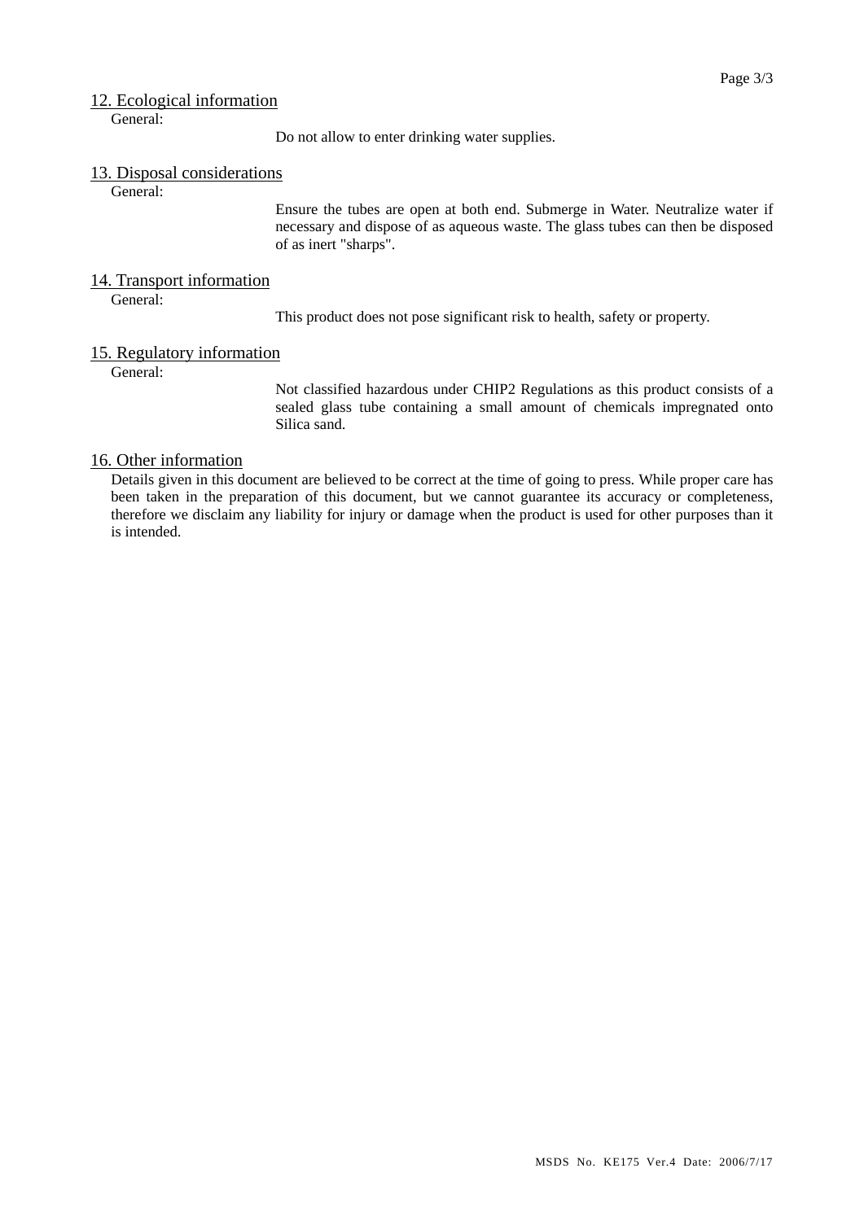## 12. Ecological information

General:

Do not allow to enter drinking water supplies.

## 13. Disposal considerations

General:

Ensure the tubes are open at both end. Submerge in Water. Neutralize water if necessary and dispose of as aqueous waste. The glass tubes can then be disposed of as inert "sharps".

## 14. Transport information

General:

This product does not pose significant risk to health, safety or property.

## 15. Regulatory information

General:

Not classified hazardous under CHIP2 Regulations as this product consists of a sealed glass tube containing a small amount of chemicals impregnated onto Silica sand.

## 16. Other information

Details given in this document are believed to be correct at the time of going to press. While proper care has been taken in the preparation of this document, but we cannot guarantee its accuracy or completeness, therefore we disclaim any liability for injury or damage when the product is used for other purposes than it is intended.